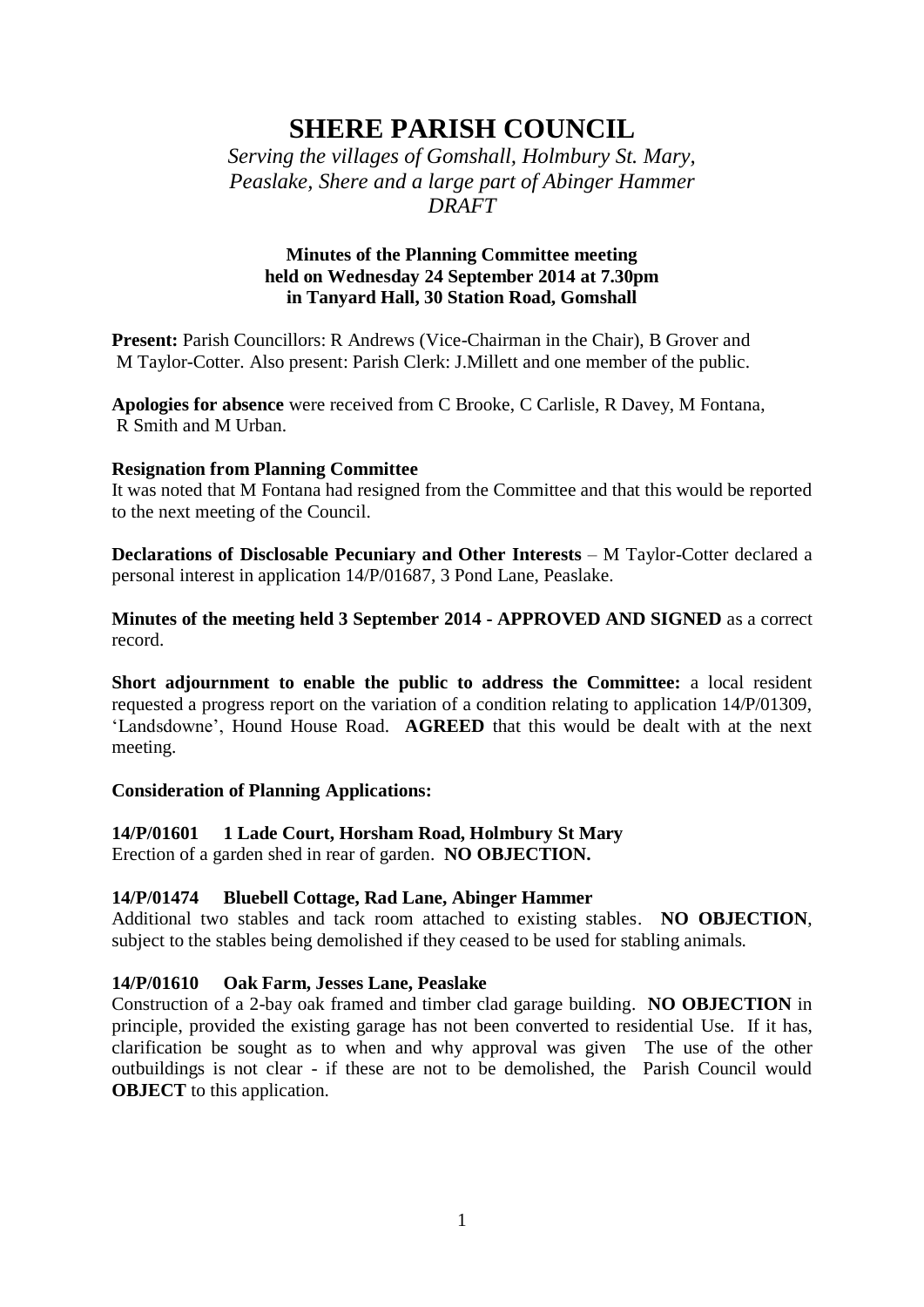# SHERE PARISH COUNCIL

*Serving the villages of Gomshall, Holmbury St. Mary, Peaslake, Shere and a large part of Abinger Hammer*
*DRAFT*

**Minutes of the Planning Committee meeting held on Wednesday 24 September 2014 at 7.30pm in Tanyard Hall, 30 Station Road, Gomshall**

**Present:** Parish Councillors: R Andrews (Vice-Chairman in the Chair), B Grover and M Taylor-Cotter. Also present: Parish Clerk: J.Millett and one member of the public.

**Apologies for absence** were received from C Brooke, C Carlisle, R Davey, M Fontana, R Smith and M Urban.

**Resignation from Planning Committee**
It was noted that M Fontana had resigned from the Committee and that this would be reported to the next meeting of the Council.

**Declarations of Disclosable Pecuniary and Other Interests** – M Taylor-Cotter declared a personal interest in application 14/P/01687, 3 Pond Lane, Peaslake.

**Minutes of the meeting held 3 September 2014 - APPROVED AND SIGNED** as a correct record.

**Short adjournment to enable the public to address the Committee:** a local resident requested a progress report on the variation of a condition relating to application 14/P/01309, 'Landsdowne', Hound House Road. **AGREED** that this would be dealt with at the next meeting.

**Consideration of Planning Applications:**

**14/P/01601 1 Lade Court, Horsham Road, Holmbury St Mary**
Erection of a garden shed in rear of garden. **NO OBJECTION.**

**14/P/01474 Bluebell Cottage, Rad Lane, Abinger Hammer**
Additional two stables and tack room attached to existing stables. **NO OBJECTION**, subject to the stables being demolished if they ceased to be used for stabling animals.

**14/P/01610 Oak Farm, Jesses Lane, Peaslake**
Construction of a 2-bay oak framed and timber clad garage building. **NO OBJECTION** in principle, provided the existing garage has not been converted to residential Use. If it has, clarification be sought as to when and why approval was given The use of the other outbuildings is not clear - if these are not to be demolished, the Parish Council would **OBJECT** to this application.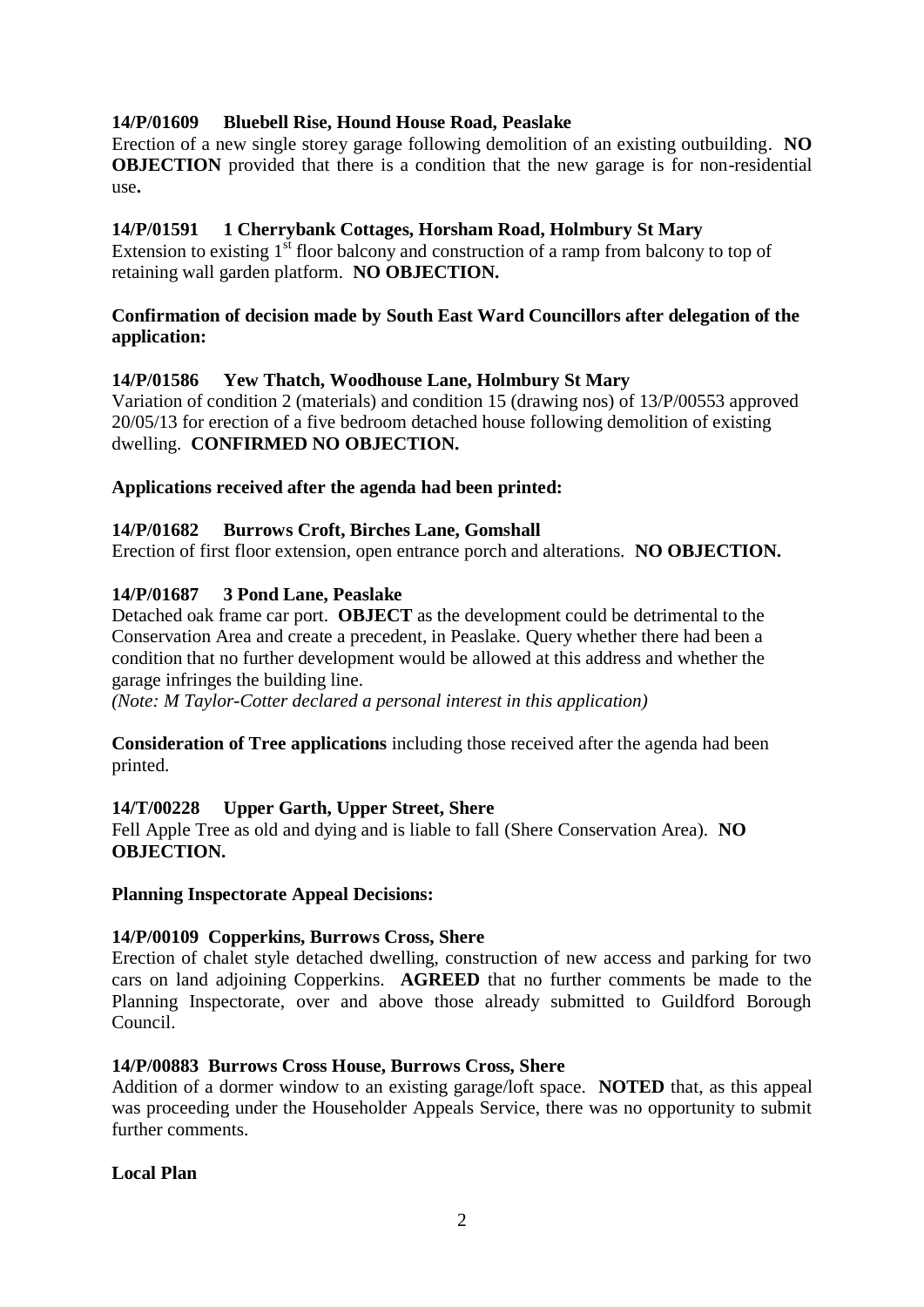**14/P/01609 Bluebell Rise, Hound House Road, Peaslake**

Erection of a new single storey garage following demolition of an existing outbuilding. **NO OBJECTION** provided that there is a condition that the new garage is for non-residential use**.**

**14/P/01591 1 Cherrybank Cottages, Horsham Road, Holmbury St Mary**

Extension to existing 1st floor balcony and construction of a ramp from balcony to top of retaining wall garden platform. **NO OBJECTION.**

**Confirmation of decision made by South East Ward Councillors after delegation of the application:**

**14/P/01586 Yew Thatch, Woodhouse Lane, Holmbury St Mary**

Variation of condition 2 (materials) and condition 15 (drawing nos) of 13/P/00553 approved 20/05/13 for erection of a five bedroom detached house following demolition of existing dwelling. **CONFIRMED NO OBJECTION.**

**Applications received after the agenda had been printed:**

**14/P/01682 Burrows Croft, Birches Lane, Gomshall**

Erection of first floor extension, open entrance porch and alterations. **NO OBJECTION.**

**14/P/01687 3 Pond Lane, Peaslake**

Detached oak frame car port. **OBJECT** as the development could be detrimental to the Conservation Area and create a precedent, in Peaslake. Query whether there had been a condition that no further development would be allowed at this address and whether the garage infringes the building line.

*(Note: M Taylor-Cotter declared a personal interest in this application)*

**Consideration of Tree applications** including those received after the agenda had been printed.

**14/T/00228 Upper Garth, Upper Street, Shere**

Fell Apple Tree as old and dying and is liable to fall (Shere Conservation Area). **NO OBJECTION.**

**Planning Inspectorate Appeal Decisions:**

**14/P/00109 Copperkins, Burrows Cross, Shere**

Erection of chalet style detached dwelling, construction of new access and parking for two cars on land adjoining Copperkins. **AGREED** that no further comments be made to the Planning Inspectorate, over and above those already submitted to Guildford Borough Council.

**14/P/00883 Burrows Cross House, Burrows Cross, Shere**

Addition of a dormer window to an existing garage/loft space. **NOTED** that, as this appeal was proceeding under the Householder Appeals Service, there was no opportunity to submit further comments.

**Local Plan**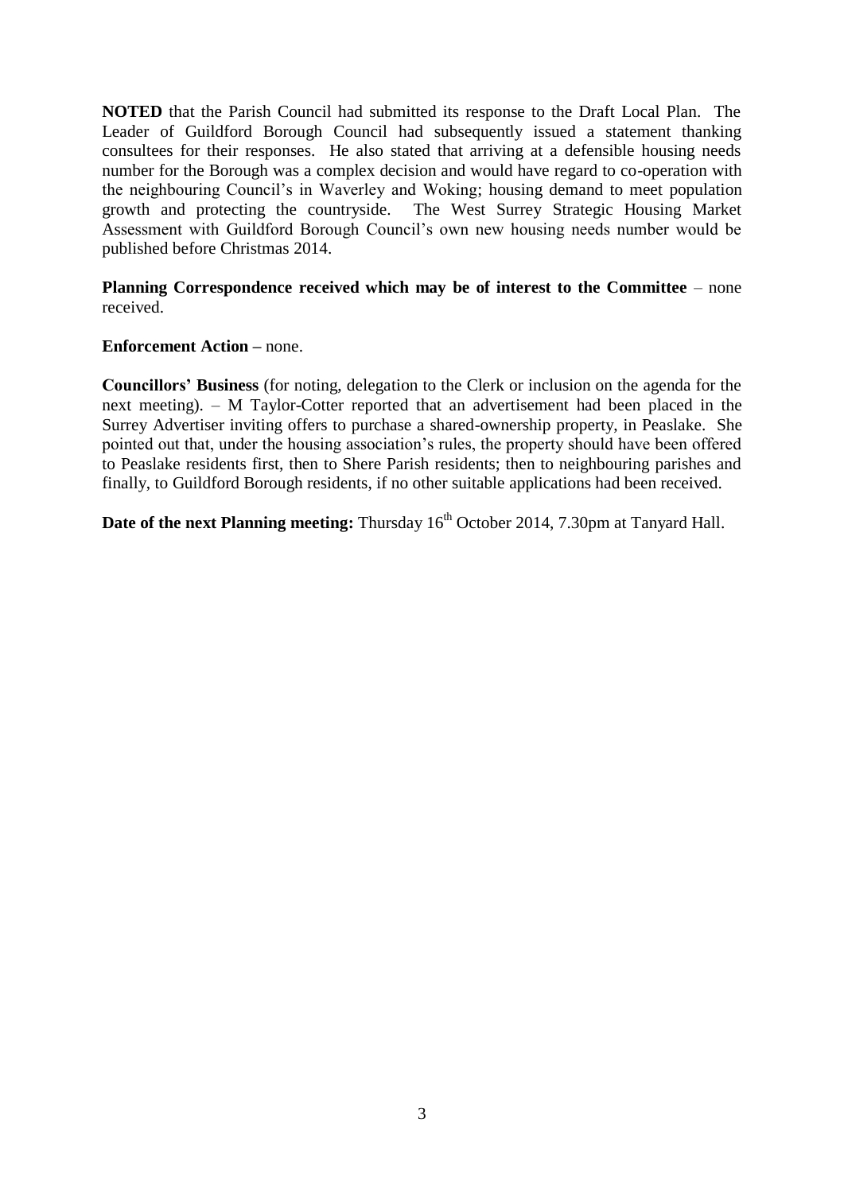**NOTED** that the Parish Council had submitted its response to the Draft Local Plan. The Leader of Guildford Borough Council had subsequently issued a statement thanking consultees for their responses. He also stated that arriving at a defensible housing needs number for the Borough was a complex decision and would have regard to co-operation with the neighbouring Council's in Waverley and Woking; housing demand to meet population growth and protecting the countryside. The West Surrey Strategic Housing Market Assessment with Guildford Borough Council's own new housing needs number would be published before Christmas 2014.

**Planning Correspondence received which may be of interest to the Committee** – none received.

**Enforcement Action –** none.

**Councillors' Business** (for noting, delegation to the Clerk or inclusion on the agenda for the next meeting). – M Taylor-Cotter reported that an advertisement had been placed in the Surrey Advertiser inviting offers to purchase a shared-ownership property, in Peaslake. She pointed out that, under the housing association's rules, the property should have been offered to Peaslake residents first, then to Shere Parish residents; then to neighbouring parishes and finally, to Guildford Borough residents, if no other suitable applications had been received.

**Date of the next Planning meeting:** Thursday 16th October 2014, 7.30pm at Tanyard Hall.